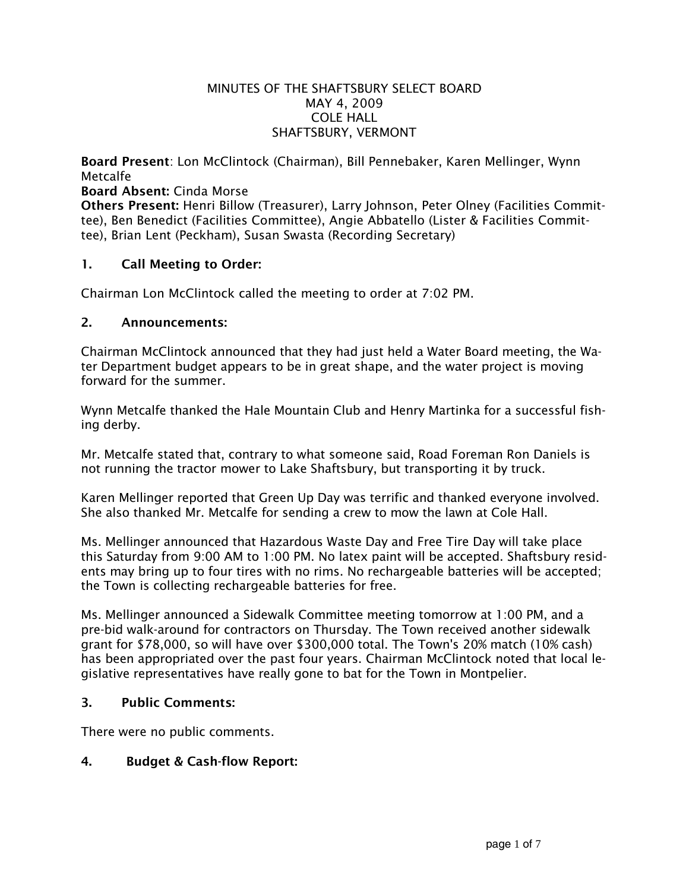MINUTES OF THE SHAFTSBURY SELECT BOARD
MAY 4, 2009
COLE HALL
SHAFTSBURY, VERMONT

**Board Present**: Lon McClintock (Chairman), Bill Pennebaker, Karen Mellinger, Wynn Metcalfe
**Board Absent:** Cinda Morse
**Others Present:** Henri Billow (Treasurer), Larry Johnson, Peter Olney (Facilities Committee), Ben Benedict (Facilities Committee), Angie Abbatello (Lister & Facilities Committee), Brian Lent (Peckham), Susan Swasta (Recording Secretary)

## 1. Call Meeting to Order:

Chairman Lon McClintock called the meeting to order at 7:02 PM.

## 2. Announcements:

Chairman McClintock announced that they had just held a Water Board meeting, the Water Department budget appears to be in great shape, and the water project is moving forward for the summer.

Wynn Metcalfe thanked the Hale Mountain Club and Henry Martinka for a successful fishing derby.

Mr. Metcalfe stated that, contrary to what someone said, Road Foreman Ron Daniels is not running the tractor mower to Lake Shaftsbury, but transporting it by truck.

Karen Mellinger reported that Green Up Day was terrific and thanked everyone involved. She also thanked Mr. Metcalfe for sending a crew to mow the lawn at Cole Hall.

Ms. Mellinger announced that Hazardous Waste Day and Free Tire Day will take place this Saturday from 9:00 AM to 1:00 PM. No latex paint will be accepted. Shaftsbury residents may bring up to four tires with no rims. No rechargeable batteries will be accepted; the Town is collecting rechargeable batteries for free.

Ms. Mellinger announced a Sidewalk Committee meeting tomorrow at 1:00 PM, and a pre-bid walk-around for contractors on Thursday. The Town received another sidewalk grant for $78,000, so will have over $300,000 total. The Town's 20% match (10% cash) has been appropriated over the past four years. Chairman McClintock noted that local legislative representatives have really gone to bat for the Town in Montpelier.

## 3. Public Comments:

There were no public comments.

## 4. Budget & Cash-flow Report: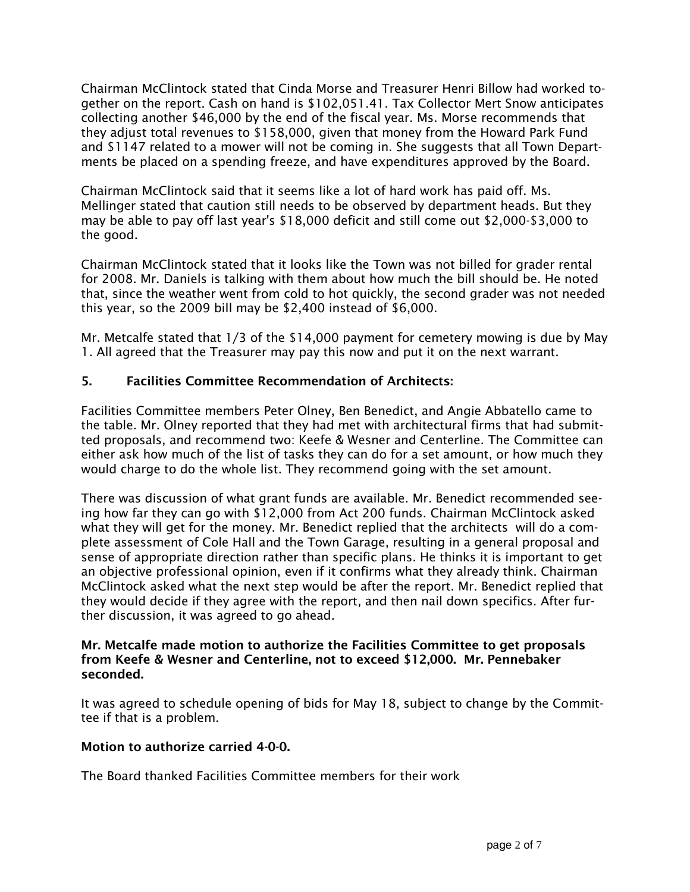Chairman McClintock stated that Cinda Morse and Treasurer Henri Billow had worked together on the report. Cash on hand is $102,051.41. Tax Collector Mert Snow anticipates collecting another $46,000 by the end of the fiscal year. Ms. Morse recommends that they adjust total revenues to $158,000, given that money from the Howard Park Fund and $1147 related to a mower will not be coming in. She suggests that all Town Departments be placed on a spending freeze, and have expenditures approved by the Board.

Chairman McClintock said that it seems like a lot of hard work has paid off. Ms. Mellinger stated that caution still needs to be observed by department heads. But they may be able to pay off last year's $18,000 deficit and still come out $2,000-$3,000 to the good.

Chairman McClintock stated that it looks like the Town was not billed for grader rental for 2008. Mr. Daniels is talking with them about how much the bill should be. He noted that, since the weather went from cold to hot quickly, the second grader was not needed this year, so the 2009 bill may be $2,400 instead of $6,000.

Mr. Metcalfe stated that 1/3 of the $14,000 payment for cemetery mowing is due by May 1. All agreed that the Treasurer may pay this now and put it on the next warrant.

## 5. Facilities Committee Recommendation of Architects:

Facilities Committee members Peter Olney, Ben Benedict, and Angie Abbatello came to the table. Mr. Olney reported that they had met with architectural firms that had submitted proposals, and recommend two: Keefe & Wesner and Centerline. The Committee can either ask how much of the list of tasks they can do for a set amount, or how much they would charge to do the whole list. They recommend going with the set amount.

There was discussion of what grant funds are available. Mr. Benedict recommended seeing how far they can go with $12,000 from Act 200 funds. Chairman McClintock asked what they will get for the money. Mr. Benedict replied that the architects will do a complete assessment of Cole Hall and the Town Garage, resulting in a general proposal and sense of appropriate direction rather than specific plans. He thinks it is important to get an objective professional opinion, even if it confirms what they already think. Chairman McClintock asked what the next step would be after the report. Mr. Benedict replied that they would decide if they agree with the report, and then nail down specifics. After further discussion, it was agreed to go ahead.

**Mr. Metcalfe made motion to authorize the Facilities Committee to get proposals from Keefe & Wesner and Centerline, not to exceed $12,000. Mr. Pennebaker seconded.**

It was agreed to schedule opening of bids for May 18, subject to change by the Committee if that is a problem.

**Motion to authorize carried 4-0-0.**

The Board thanked Facilities Committee members for their work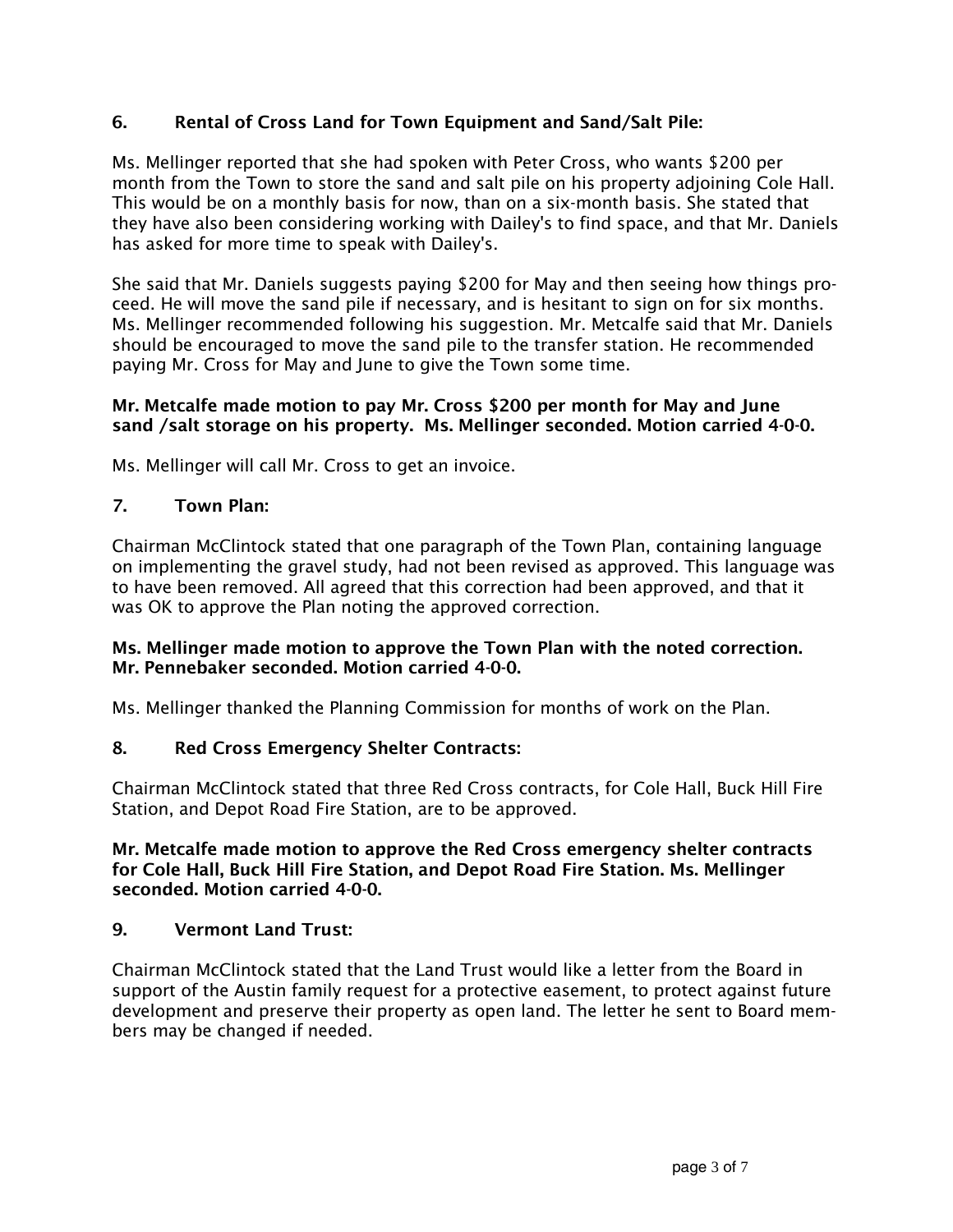### 6. Rental of Cross Land for Town Equipment and Sand/Salt Pile:

Ms. Mellinger reported that she had spoken with Peter Cross, who wants $200 per month from the Town to store the sand and salt pile on his property adjoining Cole Hall. This would be on a monthly basis for now, than on a six-month basis. She stated that they have also been considering working with Dailey's to find space, and that Mr. Daniels has asked for more time to speak with Dailey's.

She said that Mr. Daniels suggests paying $200 for May and then seeing how things proceed. He will move the sand pile if necessary, and is hesitant to sign on for six months. Ms. Mellinger recommended following his suggestion. Mr. Metcalfe said that Mr. Daniels should be encouraged to move the sand pile to the transfer station. He recommended paying Mr. Cross for May and June to give the Town some time.

**Mr. Metcalfe made motion to pay Mr. Cross $200 per month for May and June sand /salt storage on his property. Ms. Mellinger seconded. Motion carried 4-0-0.**

Ms. Mellinger will call Mr. Cross to get an invoice.

### 7. Town Plan:

Chairman McClintock stated that one paragraph of the Town Plan, containing language on implementing the gravel study, had not been revised as approved. This language was to have been removed. All agreed that this correction had been approved, and that it was OK to approve the Plan noting the approved correction.

**Ms. Mellinger made motion to approve the Town Plan with the noted correction. Mr. Pennebaker seconded. Motion carried 4-0-0.**

Ms. Mellinger thanked the Planning Commission for months of work on the Plan.

### 8. Red Cross Emergency Shelter Contracts:

Chairman McClintock stated that three Red Cross contracts, for Cole Hall, Buck Hill Fire Station, and Depot Road Fire Station, are to be approved.

**Mr. Metcalfe made motion to approve the Red Cross emergency shelter contracts for Cole Hall, Buck Hill Fire Station, and Depot Road Fire Station. Ms. Mellinger seconded. Motion carried 4-0-0.**

### 9. Vermont Land Trust:

Chairman McClintock stated that the Land Trust would like a letter from the Board in support of the Austin family request for a protective easement, to protect against future development and preserve their property as open land. The letter he sent to Board members may be changed if needed.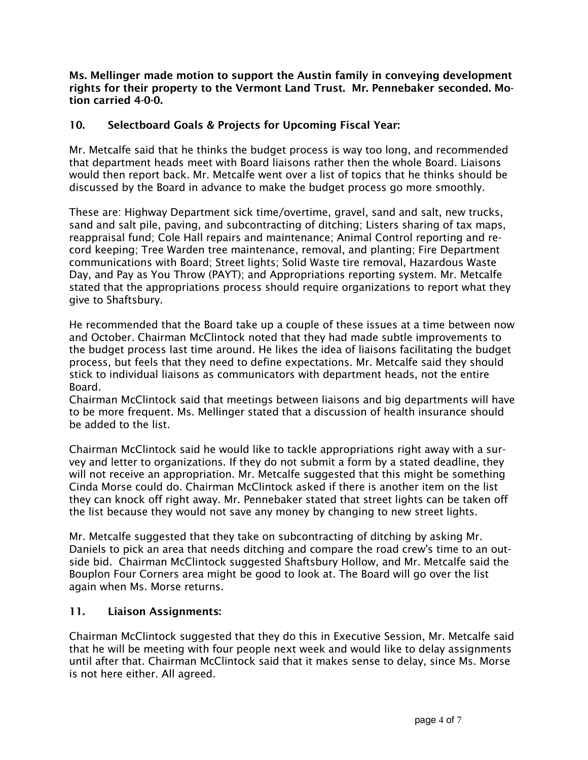**Ms. Mellinger made motion to support the Austin family in conveying development rights for their property to the Vermont Land Trust. Mr. Pennebaker seconded. Motion carried 4-0-0.**

## 10. Selectboard Goals & Projects for Upcoming Fiscal Year:

Mr. Metcalfe said that he thinks the budget process is way too long, and recommended that department heads meet with Board liaisons rather then the whole Board. Liaisons would then report back. Mr. Metcalfe went over a list of topics that he thinks should be discussed by the Board in advance to make the budget process go more smoothly.

These are: Highway Department sick time/overtime, gravel, sand and salt, new trucks, sand and salt pile, paving, and subcontracting of ditching; Listers sharing of tax maps, reappraisal fund; Cole Hall repairs and maintenance; Animal Control reporting and record keeping; Tree Warden tree maintenance, removal, and planting; Fire Department communications with Board; Street lights; Solid Waste tire removal, Hazardous Waste Day, and Pay as You Throw (PAYT); and Appropriations reporting system. Mr. Metcalfe stated that the appropriations process should require organizations to report what they give to Shaftsbury.

He recommended that the Board take up a couple of these issues at a time between now and October. Chairman McClintock noted that they had made subtle improvements to the budget process last time around. He likes the idea of liaisons facilitating the budget process, but feels that they need to define expectations. Mr. Metcalfe said they should stick to individual liaisons as communicators with department heads, not the entire Board.

Chairman McClintock said that meetings between liaisons and big departments will have to be more frequent. Ms. Mellinger stated that a discussion of health insurance should be added to the list.

Chairman McClintock said he would like to tackle appropriations right away with a survey and letter to organizations. If they do not submit a form by a stated deadline, they will not receive an appropriation. Mr. Metcalfe suggested that this might be something Cinda Morse could do. Chairman McClintock asked if there is another item on the list they can knock off right away. Mr. Pennebaker stated that street lights can be taken off the list because they would not save any money by changing to new street lights.

Mr. Metcalfe suggested that they take on subcontracting of ditching by asking Mr. Daniels to pick an area that needs ditching and compare the road crew's time to an outside bid. Chairman McClintock suggested Shaftsbury Hollow, and Mr. Metcalfe said the Bouplon Four Corners area might be good to look at. The Board will go over the list again when Ms. Morse returns.

## 11. Liaison Assignments:

Chairman McClintock suggested that they do this in Executive Session, Mr. Metcalfe said that he will be meeting with four people next week and would like to delay assignments until after that. Chairman McClintock said that it makes sense to delay, since Ms. Morse is not here either. All agreed.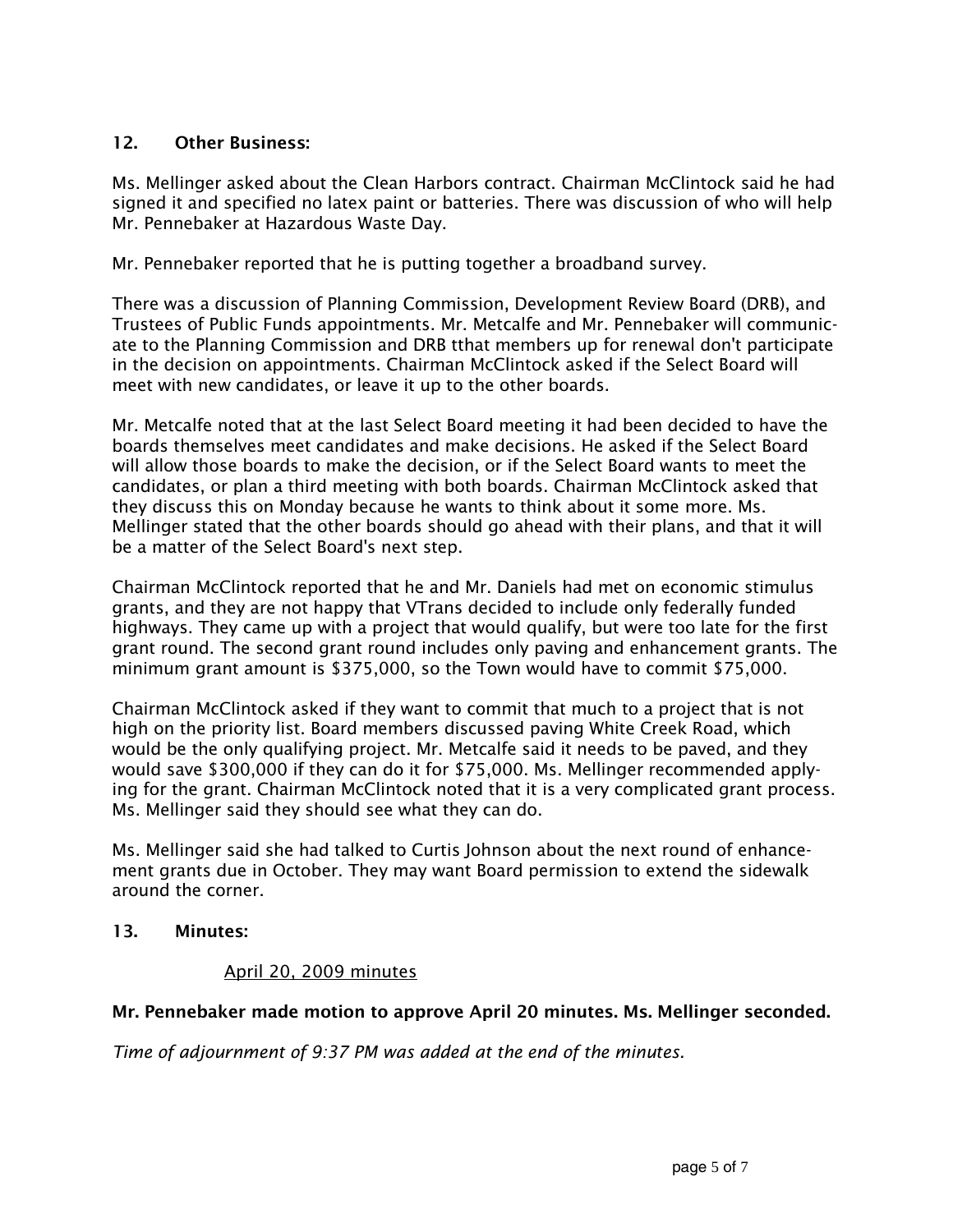## 12. Other Business:

Ms. Mellinger asked about the Clean Harbors contract. Chairman McClintock said he had signed it and specified no latex paint or batteries. There was discussion of who will help Mr. Pennebaker at Hazardous Waste Day.

Mr. Pennebaker reported that he is putting together a broadband survey.

There was a discussion of Planning Commission, Development Review Board (DRB), and Trustees of Public Funds appointments. Mr. Metcalfe and Mr. Pennebaker will communicate to the Planning Commission and DRB tthat members up for renewal don't participate in the decision on appointments. Chairman McClintock asked if the Select Board will meet with new candidates, or leave it up to the other boards.

Mr. Metcalfe noted that at the last Select Board meeting it had been decided to have the boards themselves meet candidates and make decisions. He asked if the Select Board will allow those boards to make the decision, or if the Select Board wants to meet the candidates, or plan a third meeting with both boards. Chairman McClintock asked that they discuss this on Monday because he wants to think about it some more. Ms. Mellinger stated that the other boards should go ahead with their plans, and that it will be a matter of the Select Board's next step.

Chairman McClintock reported that he and Mr. Daniels had met on economic stimulus grants, and they are not happy that VTrans decided to include only federally funded highways. They came up with a project that would qualify, but were too late for the first grant round. The second grant round includes only paving and enhancement grants. The minimum grant amount is $375,000, so the Town would have to commit $75,000.

Chairman McClintock asked if they want to commit that much to a project that is not high on the priority list. Board members discussed paving White Creek Road, which would be the only qualifying project. Mr. Metcalfe said it needs to be paved, and they would save $300,000 if they can do it for $75,000. Ms. Mellinger recommended applying for the grant. Chairman McClintock noted that it is a very complicated grant process. Ms. Mellinger said they should see what they can do.

Ms. Mellinger said she had talked to Curtis Johnson about the next round of enhancement grants due in October. They may want Board permission to extend the sidewalk around the corner.

## 13. Minutes:

April 20, 2009 minutes

**Mr. Pennebaker made motion to approve April 20 minutes. Ms. Mellinger seconded.**

*Time of adjournment of 9:37 PM was added at the end of the minutes.*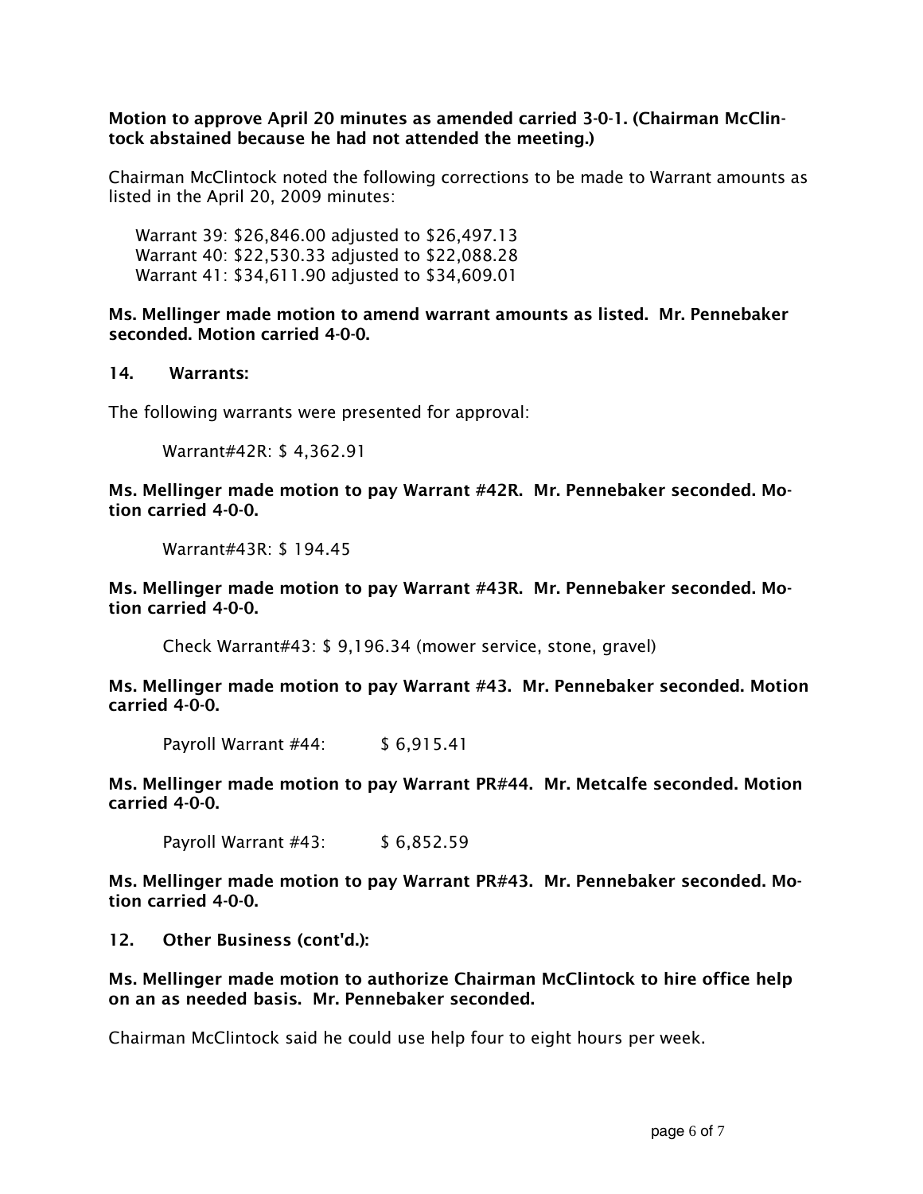**Motion to approve April 20 minutes as amended carried 3-0-1. (Chairman McClintock abstained because he had not attended the meeting.)**

Chairman McClintock noted the following corrections to be made to Warrant amounts as listed in the April 20, 2009 minutes:

Warrant 39: $26,846.00 adjusted to $26,497.13
Warrant 40: $22,530.33 adjusted to $22,088.28
Warrant 41: $34,611.90 adjusted to $34,609.01

**Ms. Mellinger made motion to amend warrant amounts as listed. Mr. Pennebaker seconded. Motion carried 4-0-0.**

**14. Warrants:**

The following warrants were presented for approval:

Warrant#42R: $ 4,362.91

**Ms. Mellinger made motion to pay Warrant #42R. Mr. Pennebaker seconded. Motion carried 4-0-0.**

Warrant#43R: $ 194.45

**Ms. Mellinger made motion to pay Warrant #43R. Mr. Pennebaker seconded. Motion carried 4-0-0.**

Check Warrant#43: $ 9,196.34 (mower service, stone, gravel)

**Ms. Mellinger made motion to pay Warrant #43. Mr. Pennebaker seconded. Motion carried 4-0-0.**

Payroll Warrant #44: $ 6,915.41

**Ms. Mellinger made motion to pay Warrant PR#44. Mr. Metcalfe seconded. Motion carried 4-0-0.**

Payroll Warrant #43: $ 6,852.59

**Ms. Mellinger made motion to pay Warrant PR#43. Mr. Pennebaker seconded. Motion carried 4-0-0.**

**12. Other Business (cont'd.):**

**Ms. Mellinger made motion to authorize Chairman McClintock to hire office help on an as needed basis. Mr. Pennebaker seconded.**

Chairman McClintock said he could use help four to eight hours per week.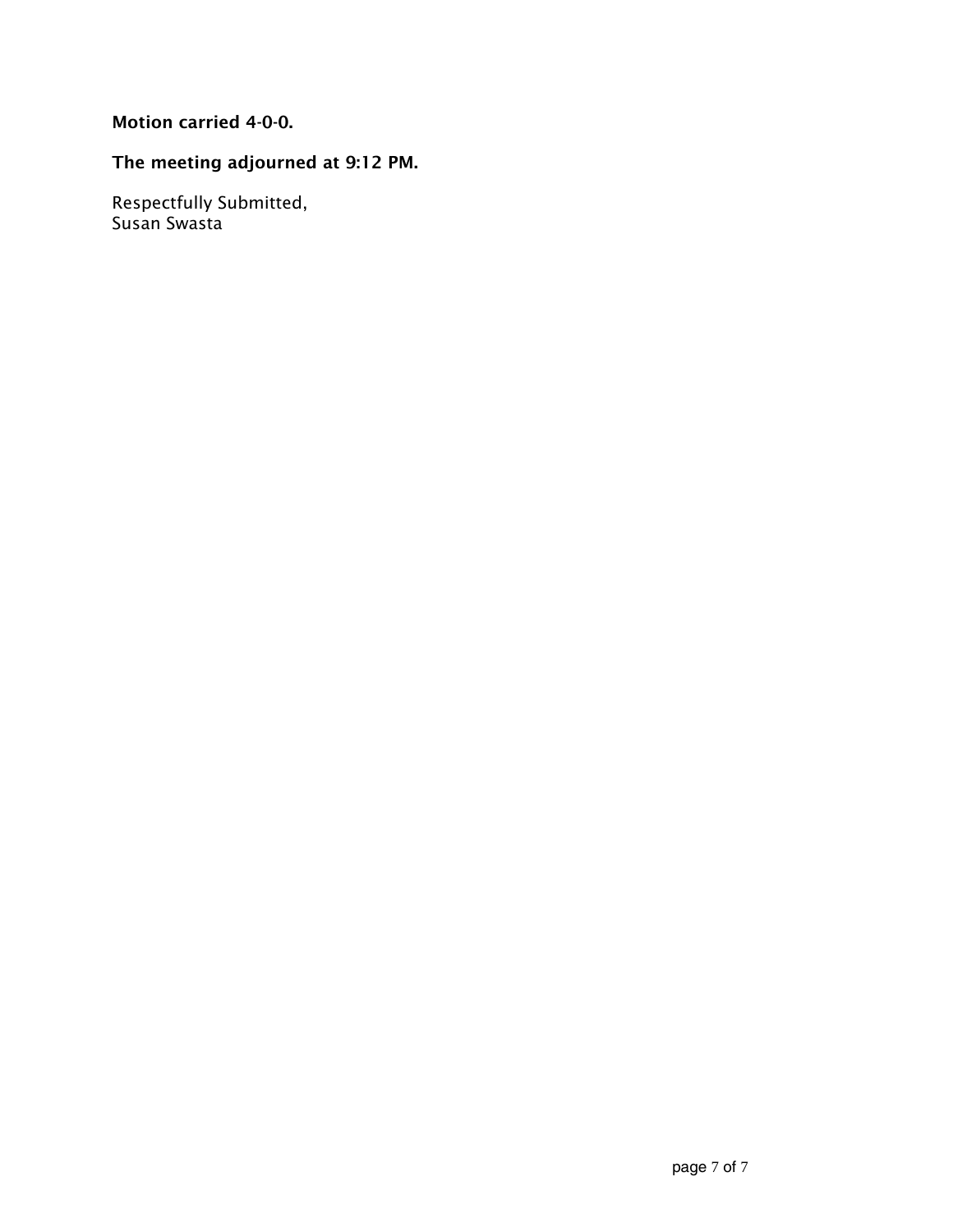**Motion carried 4-0-0.**

**The meeting adjourned at 9:12 PM.**

Respectfully Submitted,
Susan Swasta